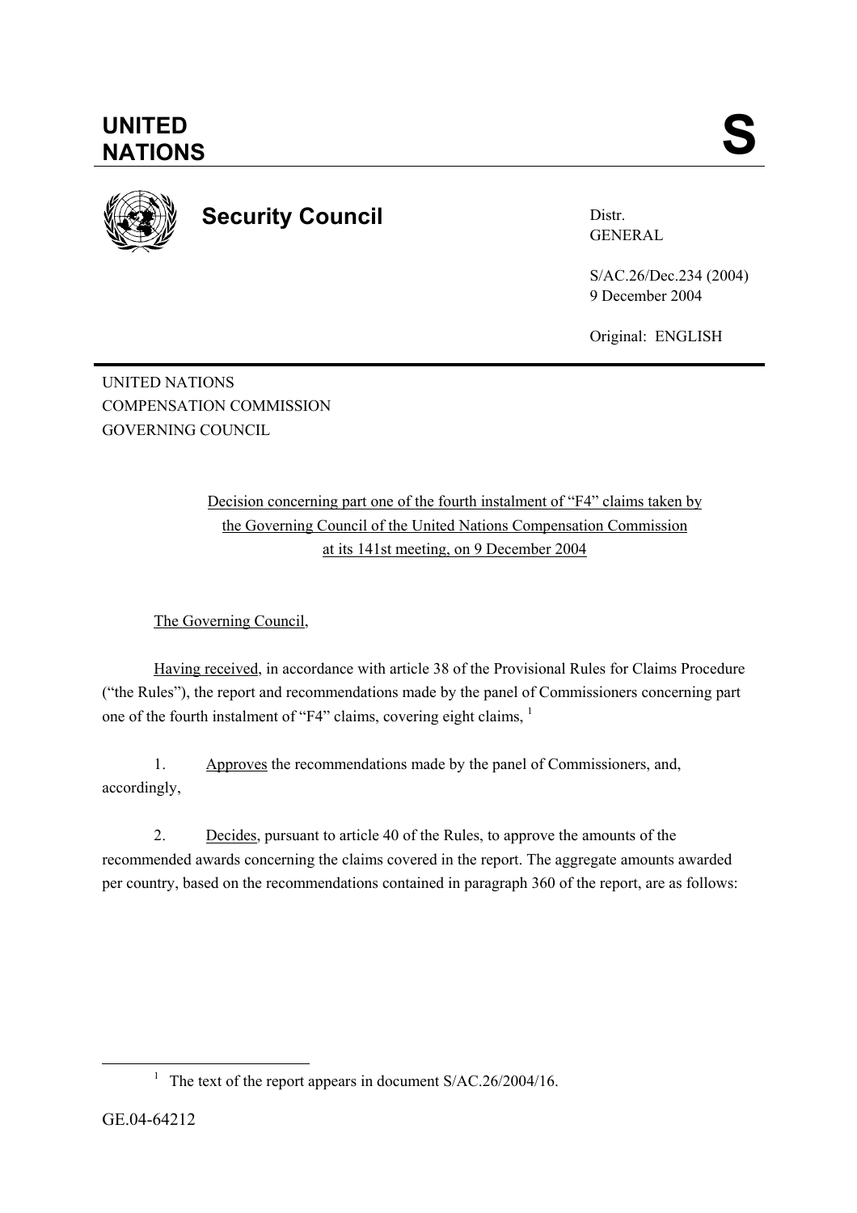# UNITED NATIONS

# S

## Security Council

Distr.
GENERAL

S/AC.26/Dec.234 (2004)
9 December 2004

Original: ENGLISH

UNITED NATIONS
COMPENSATION COMMISSION
GOVERNING COUNCIL

Decision concerning part one of the fourth instalment of "F4" claims taken by the Governing Council of the United Nations Compensation Commission at its 141st meeting, on 9 December 2004

The Governing Council,

Having received, in accordance with article 38 of the Provisional Rules for Claims Procedure ("the Rules"), the report and recommendations made by the panel of Commissioners concerning part one of the fourth instalment of "F4" claims, covering eight claims, [1]

1. Approves the recommendations made by the panel of Commissioners, and, accordingly,

2. Decides, pursuant to article 40 of the Rules, to approve the amounts of the recommended awards concerning the claims covered in the report. The aggregate amounts awarded per country, based on the recommendations contained in paragraph 360 of the report, are as follows:

[1] The text of the report appears in document S/AC.26/2004/16.

GE.04-64212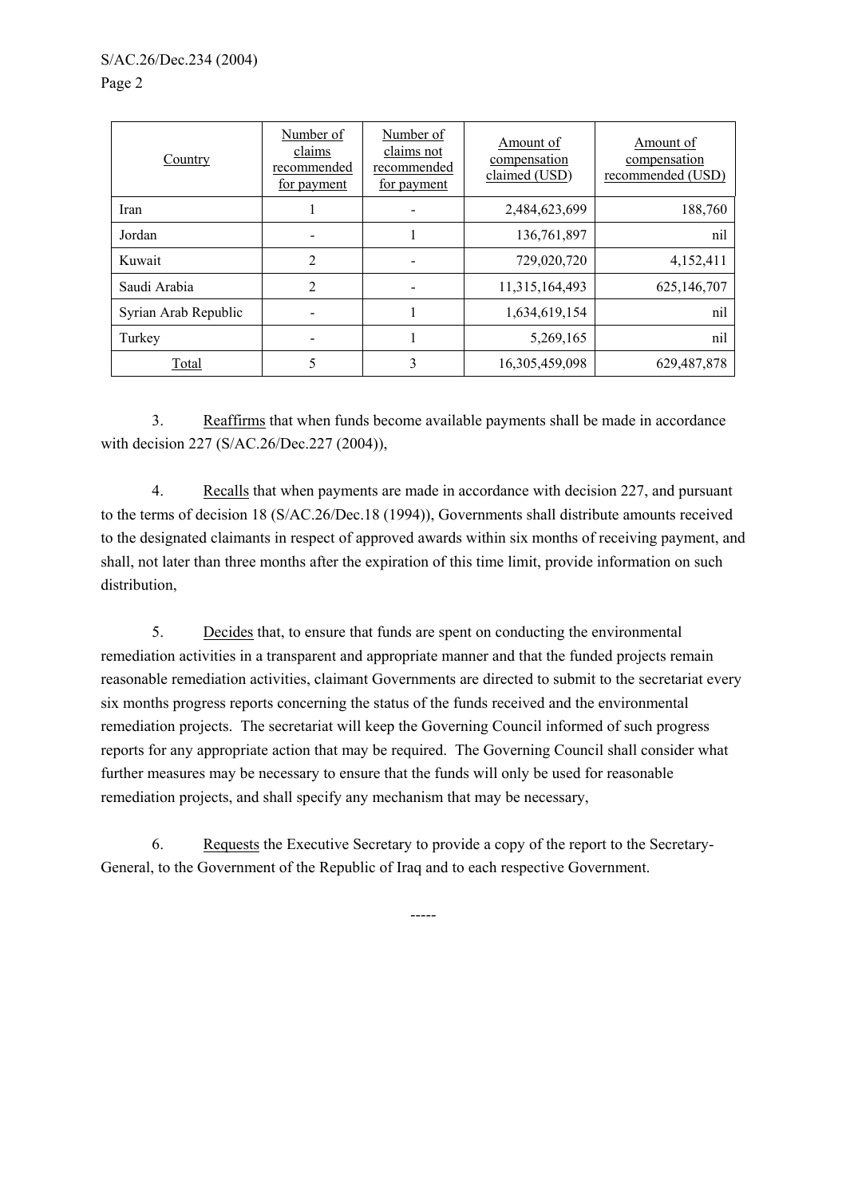| Country | Number of claims recommended for payment | Number of claims not recommended for payment | Amount of compensation claimed (USD) | Amount of compensation recommended (USD) |
|---|---|---|---|---|
| Iran | 1 | - | 2,484,623,699 | 188,760 |
| Jordan | - | 1 | 136,761,897 | nil |
| Kuwait | 2 | - | 729,020,720 | 4,152,411 |
| Saudi Arabia | 2 | - | 11,315,164,493 | 625,146,707 |
| Syrian Arab Republic | - | 1 | 1,634,619,154 | nil |
| Turkey | - | 1 | 5,269,165 | nil |
| Total | 5 | 3 | 16,305,459,098 | 629,487,878 |

3. Reaffirms that when funds become available payments shall be made in accordance with decision 227 (S/AC.26/Dec.227 (2004)),

4. Recalls that when payments are made in accordance with decision 227, and pursuant to the terms of decision 18 (S/AC.26/Dec.18 (1994)), Governments shall distribute amounts received to the designated claimants in respect of approved awards within six months of receiving payment, and shall, not later than three months after the expiration of this time limit, provide information on such distribution,

5. Decides that, to ensure that funds are spent on conducting the environmental remediation activities in a transparent and appropriate manner and that the funded projects remain reasonable remediation activities, claimant Governments are directed to submit to the secretariat every six months progress reports concerning the status of the funds received and the environmental remediation projects. The secretariat will keep the Governing Council informed of such progress reports for any appropriate action that may be required. The Governing Council shall consider what further measures may be necessary to ensure that the funds will only be used for reasonable remediation projects, and shall specify any mechanism that may be necessary,

6. Requests the Executive Secretary to provide a copy of the report to the Secretary-General, to the Government of the Republic of Iraq and to each respective Government.

-----